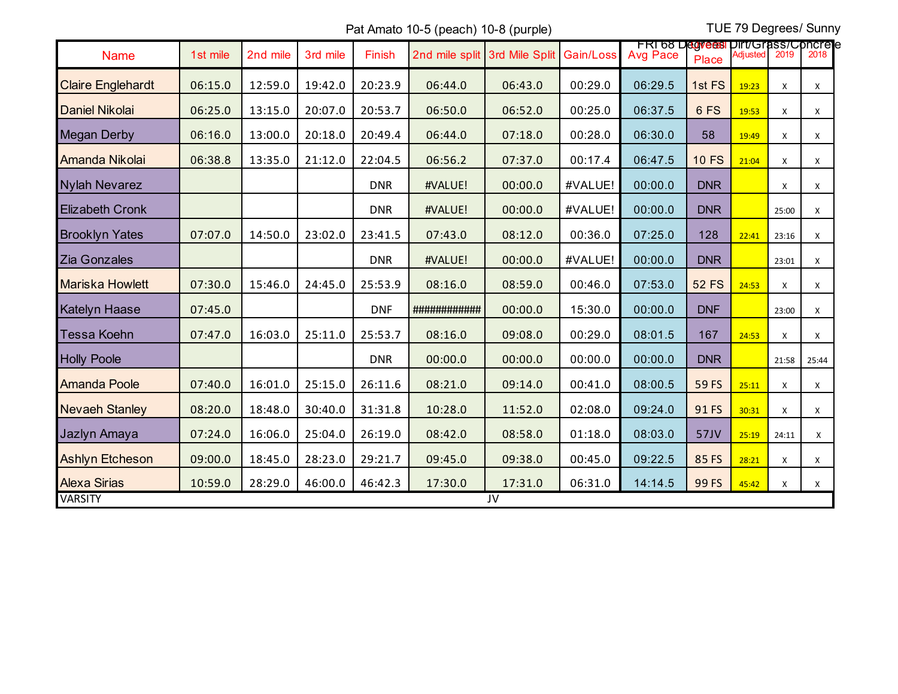Pat Amato 10-5 (peach) 10-8 (purple)

TUE 79 Degrees/ Sunny

FRI 68 Degrees Dirt/Grass/Concrete

| Name | 1st mile | 2nd mile | 3rd mile | Finish | 2nd mile split | 3rd Mile Split | Gain/Loss | Avg Pace | Overall Place | Adjusted | 2019 | 2018 |
|---|---|---|---|---|---|---|---|---|---|---|---|---|
| Claire Englehardt | 06:15.0 | 12:59.0 | 19:42.0 | 20:23.9 | 06:44.0 | 06:43.0 | 00:29.0 | 06:29.5 | 1st FS | 19:23 | x | x |
| Daniel Nikolai | 06:25.0 | 13:15.0 | 20:07.0 | 20:53.7 | 06:50.0 | 06:52.0 | 00:25.0 | 06:37.5 | 6 FS | 19:53 | x | x |
| Megan Derby | 06:16.0 | 13:00.0 | 20:18.0 | 20:49.4 | 06:44.0 | 07:18.0 | 00:28.0 | 06:30.0 | 58 | 19:49 | x | x |
| Amanda Nikolai | 06:38.8 | 13:35.0 | 21:12.0 | 22:04.5 | 06:56.2 | 07:37.0 | 00:17.4 | 06:47.5 | 10 FS | 21:04 | x | x |
| Nylah Nevarez | | | | DNR | #VALUE! | 00:00.0 | #VALUE! | 00:00.0 | DNR | | x | x |
| Elizabeth Cronk | | | | DNR | #VALUE! | 00:00.0 | #VALUE! | 00:00.0 | DNR | | 25:00 | x |
| Brooklyn Yates | 07:07.0 | 14:50.0 | 23:02.0 | 23:41.5 | 07:43.0 | 08:12.0 | 00:36.0 | 07:25.0 | 128 | 22:41 | 23:16 | x |
| Zia Gonzales | | | | DNR | #VALUE! | 00:00.0 | #VALUE! | 00:00.0 | DNR | | 23:01 | x |
| Mariska Howlett | 07:30.0 | 15:46.0 | 24:45.0 | 25:53.9 | 08:16.0 | 08:59.0 | 00:46.0 | 07:53.0 | 52 FS | 24:53 | x | x |
| Katelyn Haase | 07:45.0 | | | DNF | ############ | 00:00.0 | 15:30.0 | 00:00.0 | DNF | | 23:00 | x |
| Tessa Koehn | 07:47.0 | 16:03.0 | 25:11.0 | 25:53.7 | 08:16.0 | 09:08.0 | 00:29.0 | 08:01.5 | 167 | 24:53 | x | x |
| Holly Poole | | | | DNR | 00:00.0 | 00:00.0 | 00:00.0 | 00:00.0 | DNR | | 21:58 | 25:44 |
| Amanda Poole | 07:40.0 | 16:01.0 | 25:15.0 | 26:11.6 | 08:21.0 | 09:14.0 | 00:41.0 | 08:00.5 | 59 FS | 25:11 | x | x |
| Nevaeh Stanley | 08:20.0 | 18:48.0 | 30:40.0 | 31:31.8 | 10:28.0 | 11:52.0 | 02:08.0 | 09:24.0 | 91 FS | 30:31 | x | x |
| Jazlyn Amaya | 07:24.0 | 16:06.0 | 25:04.0 | 26:19.0 | 08:42.0 | 08:58.0 | 01:18.0 | 08:03.0 | 57JV | 25:19 | 24:11 | x |
| Ashlyn Etcheson | 09:00.0 | 18:45.0 | 28:23.0 | 29:21.7 | 09:45.0 | 09:38.0 | 00:45.0 | 09:22.5 | 85 FS | 28:21 | x | x |
| Alexa Sirias | 10:59.0 | 28:29.0 | 46:00.0 | 46:42.3 | 17:30.0 | 17:31.0 | 06:31.0 | 14:14.5 | 99 FS | 45:42 | x | x |

VARSITY JV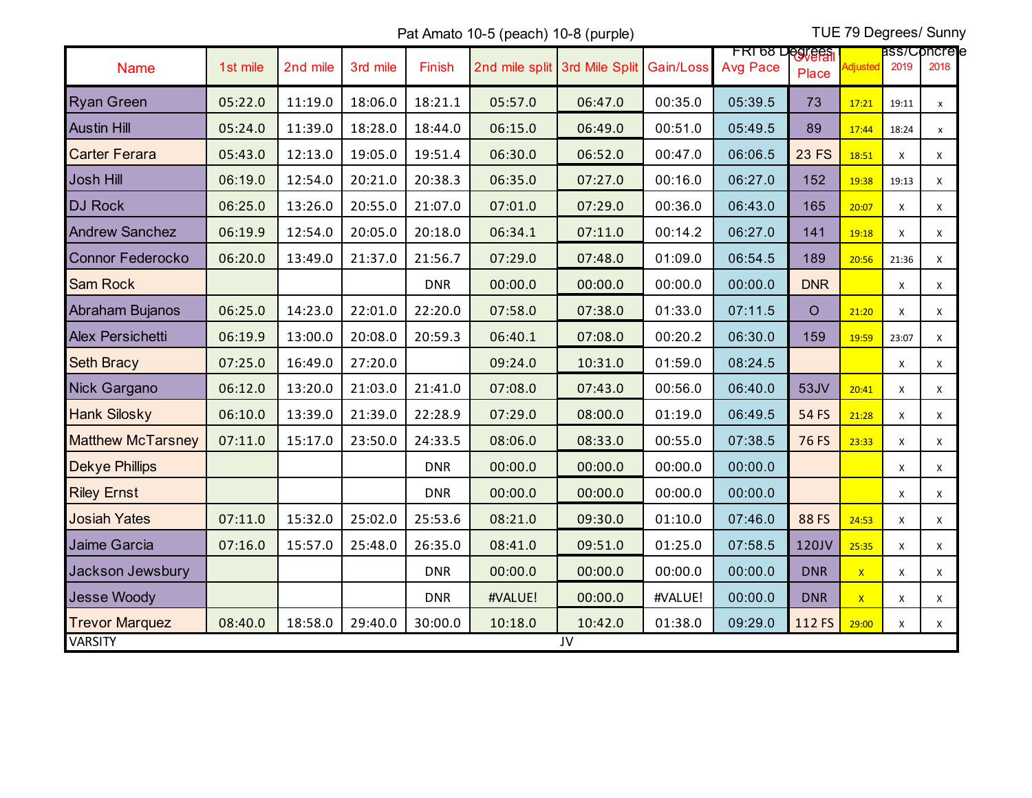Pat Amato 10-5 (peach) 10-8 (purple)

TUE 79 Degrees/ Sunny

FRI 68 Degrees ass/Concrete

| Name | 1st mile | 2nd mile | 3rd mile | Finish | 2nd mile split | 3rd Mile Split | Gain/Loss | Avg Pace | Overall Place | Adjusted | 2019 | 2018 |
|---|---|---|---|---|---|---|---|---|---|---|---|---|
| Ryan Green | 05:22.0 | 11:19.0 | 18:06.0 | 18:21.1 | 05:57.0 | 06:47.0 | 00:35.0 | 05:39.5 | 73 | 17:21 | 19:11 | x |
| Austin Hill | 05:24.0 | 11:39.0 | 18:28.0 | 18:44.0 | 06:15.0 | 06:49.0 | 00:51.0 | 05:49.5 | 89 | 17:44 | 18:24 | x |
| Carter Ferara | 05:43.0 | 12:13.0 | 19:05.0 | 19:51.4 | 06:30.0 | 06:52.0 | 00:47.0 | 06:06.5 | 23 FS | 18:51 | x | x |
| Josh Hill | 06:19.0 | 12:54.0 | 20:21.0 | 20:38.3 | 06:35.0 | 07:27.0 | 00:16.0 | 06:27.0 | 152 | 19:38 | 19:13 | x |
| DJ Rock | 06:25.0 | 13:26.0 | 20:55.0 | 21:07.0 | 07:01.0 | 07:29.0 | 00:36.0 | 06:43.0 | 165 | 20:07 | x | x |
| Andrew Sanchez | 06:19.9 | 12:54.0 | 20:05.0 | 20:18.0 | 06:34.1 | 07:11.0 | 00:14.2 | 06:27.0 | 141 | 19:18 | x | x |
| Connor Federocko | 06:20.0 | 13:49.0 | 21:37.0 | 21:56.7 | 07:29.0 | 07:48.0 | 01:09.0 | 06:54.5 | 189 | 20:56 | 21:36 | x |
| Sam Rock | | | | DNR | 00:00.0 | 00:00.0 | 00:00.0 | 00:00.0 | DNR | | x | x |
| Abraham Bujanos | 06:25.0 | 14:23.0 | 22:01.0 | 22:20.0 | 07:58.0 | 07:38.0 | 01:33.0 | 07:11.5 | O | 21:20 | x | x |
| Alex Persichetti | 06:19.9 | 13:00.0 | 20:08.0 | 20:59.3 | 06:40.1 | 07:08.0 | 00:20.2 | 06:30.0 | 159 | 19:59 | 23:07 | x |
| Seth Bracy | 07:25.0 | 16:49.0 | 27:20.0 | | 09:24.0 | 10:31.0 | 01:59.0 | 08:24.5 | | | x | x |
| Nick Gargano | 06:12.0 | 13:20.0 | 21:03.0 | 21:41.0 | 07:08.0 | 07:43.0 | 00:56.0 | 06:40.0 | 53JV | 20:41 | x | x |
| Hank Silosky | 06:10.0 | 13:39.0 | 21:39.0 | 22:28.9 | 07:29.0 | 08:00.0 | 01:19.0 | 06:49.5 | 54 FS | 21:28 | x | x |
| Matthew McTarsney | 07:11.0 | 15:17.0 | 23:50.0 | 24:33.5 | 08:06.0 | 08:33.0 | 00:55.0 | 07:38.5 | 76 FS | 23:33 | x | x |
| Dekye Phillips | | | | DNR | 00:00.0 | 00:00.0 | 00:00.0 | 00:00.0 | | | x | x |
| Riley Ernst | | | | DNR | 00:00.0 | 00:00.0 | 00:00.0 | 00:00.0 | | | x | x |
| Josiah Yates | 07:11.0 | 15:32.0 | 25:02.0 | 25:53.6 | 08:21.0 | 09:30.0 | 01:10.0 | 07:46.0 | 88 FS | 24:53 | x | x |
| Jaime Garcia | 07:16.0 | 15:57.0 | 25:48.0 | 26:35.0 | 08:41.0 | 09:51.0 | 01:25.0 | 07:58.5 | 120JV | 25:35 | x | x |
| Jackson Jewsbury | | | | DNR | 00:00.0 | 00:00.0 | 00:00.0 | 00:00.0 | DNR | x | x | x |
| Jesse Woody | | | | DNR | #VALUE! | 00:00.0 | #VALUE! | 00:00.0 | DNR | x | x | x |
| Trevor Marquez | 08:40.0 | 18:58.0 | 29:40.0 | 30:00.0 | 10:18.0 | 10:42.0 | 01:38.0 | 09:29.0 | 112 FS | 29:00 | x | x |

VARSITY JV